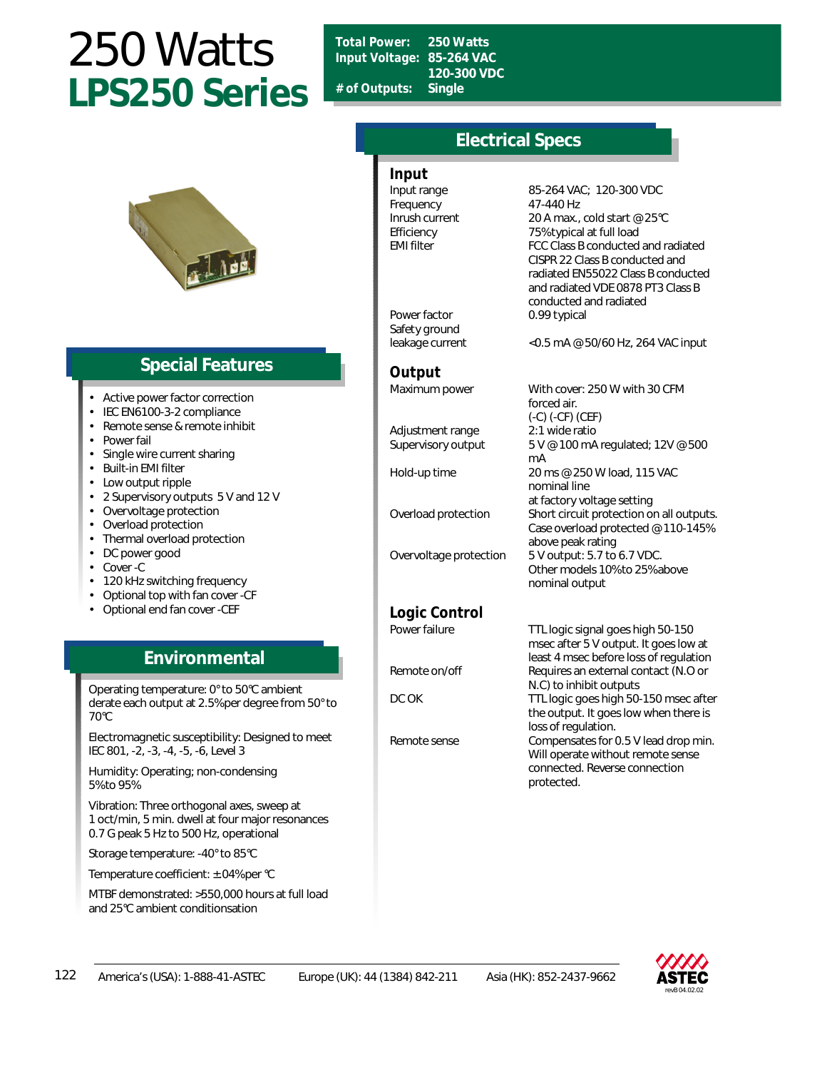# 250 Watts
# LPS250 Series

**Total Power:** 250 Watts
**Input Voltage:** 85-264 VAC
120-300 VDC
**# of Outputs:** Single

## Special Features

- Active power factor correction
- IEC EN6100-3-2 compliance
- Remote sense & remote inhibit
- Power fail
- Single wire current sharing
- Built-in EMI filter
- Low output ripple
- 2 Supervisory outputs 5 V and 12 V
- Overvoltage protection
- Overload protection
- Thermal overload protection
- DC power good
- Cover -C
- 120 kHz switching frequency
- Optional top with fan cover -CF
- Optional end fan cover -CEF

## Environmental

Operating temperature: 0° to 50°C ambient derate each output at 2.5% per degree from 50° to 70°C

Electromagnetic susceptibility: Designed to meet IEC 801, -2, -3, -4, -5, -6, Level 3

Humidity: Operating; non-condensing 5% to 95%

Vibration: Three orthogonal axes, sweep at 1 oct/min, 5 min. dwell at four major resonances 0.7 G peak 5 Hz to 500 Hz, operational

Storage temperature: -40° to 85°C

Temperature coefficient: ±.04% per °C

MTBF demonstrated: >550,000 hours at full load and 25°C ambient conditionsation

## Electrical Specs

### Input

| | |
|---|---|
| Input range | 85-264 VAC; 120-300 VDC |
| Frequency | 47-440 Hz |
| Inrush current | 20 A max., cold start @ 25°C |
| Efficiency | 75% typical at full load |
| EMI filter | FCC Class B conducted and radiated CISPR 22 Class B conducted and radiated EN55022 Class B conducted and radiated VDE 0878 PT3 Class B conducted and radiated |
| Power factor | 0.99 typical |
| Safety ground leakage current | <0.5 mA @ 50/60 Hz, 264 VAC input |

### Output

| | |
|---|---|
| Maximum power | With cover: 250 W with 30 CFM forced air. (-C) (-CF) (CEF) |
| Adjustment range | 2:1 wide ratio |
| Supervisory output | 5 V @ 100 mA regulated; 12V @ 500 mA |
| Hold-up time | 20 ms @ 250 W load, 115 VAC nominal line at factory voltage setting |
| Overload protection | Short circuit protection on all outputs. Case overload protected @ 110-145% above peak rating |
| Overvoltage protection | 5 V output: 5.7 to 6.7 VDC. Other models 10% to 25% above nominal output |

### Logic Control

| | |
|---|---|
| Power failure | TTL logic signal goes high 50-150 msec after 5 V output. It goes low at least 4 msec before loss of regulation |
| Remote on/off | Requires an external contact (N.O or N.C) to inhibit outputs |
| DC OK | TTL logic goes high 50-150 msec after the output. It goes low when there is loss of regulation. |
| Remote sense | Compensates for 0.5 V lead drop min. Will operate without remote sense connected. Reverse connection protected. |

America's (USA): 1-888-41-ASTEC Europe (UK): 44 (1384) 842-211 Asia (HK): 852-2437-9662

ASTEC revB 04.02.02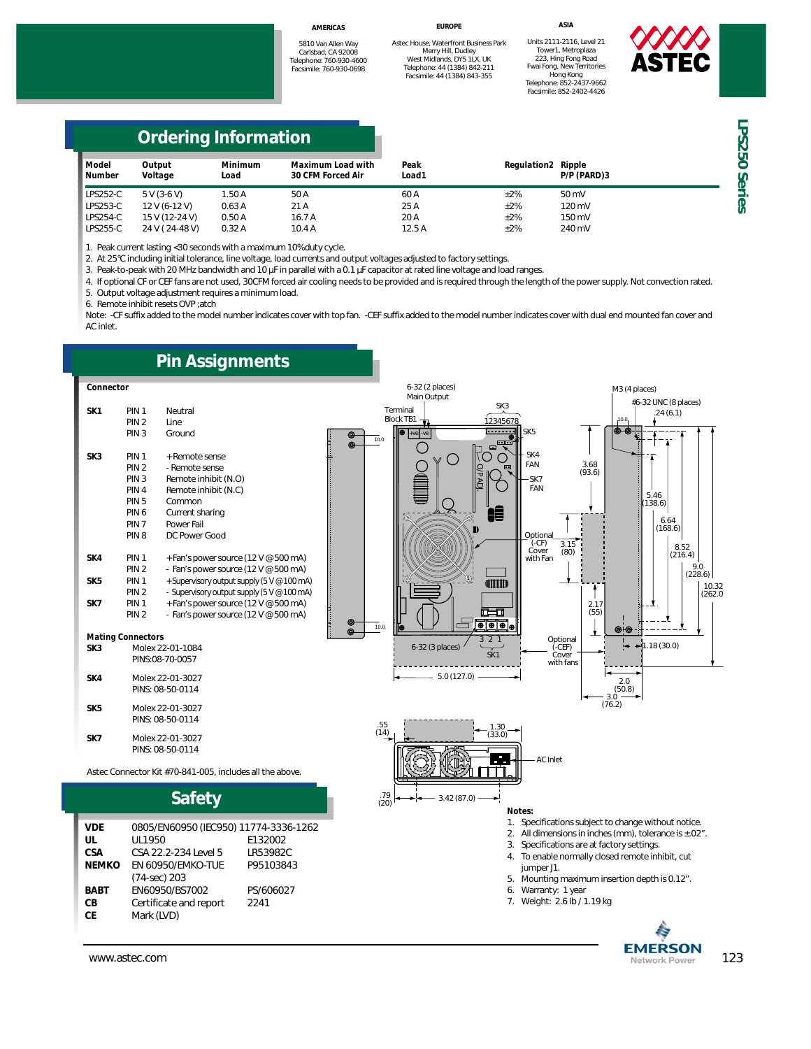AMERICAS

5810 Van Allen Way
Carlsbad, CA 92008
Telephone: 760-930-4600
Facsimile: 760-930-0698

EUROPE

Astec House, Waterfront Business Park
Merry Hill, Dudley
West Midlands, DY5 1LX, UK
Telephone: 44 (1384) 842-211
Facsimile: 44 (1384) 843-355

ASIA

Units 2111-2116, Level 21
Tower1, Metroplaza
223, Hing Fong Road
Fwai Fong, New Territories
Hong Kong
Telephone: 852-2437-9662
Facsimile: 852-2402-4426

ASTEC

LPS250 Series

## Ordering Information

| Model Number | Output Voltage | Minimum Load | Maximum Load with 30 CFM Forced Air | Peak Load1 | Regulation2 | Ripple P/P (PARD)3 |
|---|---|---|---|---|---|---|
| LPS252-C | 5 V (3-6 V) | 1.50 A | 50 A | 60 A | ±2% | 50 mV |
| LPS253-C | 12 V (6-12 V) | 0.63 A | 21 A | 25 A | ±2% | 120 mV |
| LPS254-C | 15 V (12-24 V) | 0.50 A | 16.7 A | 20 A | ±2% | 150 mV |
| LPS255-C | 24 V ( 24-48 V) | 0.32 A | 10.4 A | 12.5 A | ±2% | 240 mV |

1. Peak current lasting <30 seconds with a maximum 10% duty cycle.
2. At 25°C including initial tolerance, line voltage, load currents and output voltages adjusted to factory settings.
3. Peak-to-peak with 20 MHz bandwidth and 10 µF in parallel with a 0.1 µF capacitor at rated line voltage and load ranges.
4. If optional CF or CEF fans are not used, 30CFM forced air cooling needs to be provided and is required through the length of the power supply. Not convection rated.
5. Output voltage adjustment requires a minimum load.
6. Remote inhibit resets OVP ;atch

Note: -CF suffix added to the model number indicates cover with top fan. -CEF suffix added to the model number indicates cover with dual end mounted fan cover and AC inlet.

## Pin Assignments

| Connector | | |
|---|---|---|
| SK1 | PIN 1 | Neutral |
| | PIN 2 | Line |
| | PIN 3 | Ground |
| SK3 | PIN 1 | + Remote sense |
| | PIN 2 | - Remote sense |
| | PIN 3 | Remote inhibit (N.O) |
| | PIN 4 | Remote inhibit (N.C) |
| | PIN 5 | Common |
| | PIN 6 | Current sharing |
| | PIN 7 | Power Fail |
| | PIN 8 | DC Power Good |
| SK4 | PIN 1 | + Fan's power source (12 V @ 500 mA) |
| | PIN 2 | - Fan's power source (12 V @ 500 mA) |
| SK5 | PIN 1 | + Supervisory output supply (5 V @ 100 mA) |
| | PIN 2 | - Supervisory output supply (5 V @ 100 mA) |
| SK7 | PIN 1 | + Fan's power source (12 V @ 500 mA) |
| | PIN 2 | - Fan's power source (12 V @ 500 mA) |

**Mating Connectors**

| | |
|---|---|
| SK3 | Molex 22-01-1084 PINS:08-70-0057 |
| SK4 | Molex 22-01-3027 PINS: 08-50-0114 |
| SK5 | Molex 22-01-3027 PINS: 08-50-0114 |
| SK7 | Molex 22-01-3027 PINS: 08-50-0114 |

Astec Connector Kit #70-841-005, includes all the above.

6-32 (2 places)
Main Output
Terminal Block TB1
SK3
12345678
SK5
SK4 FAN
SK7 FAN
O/P ADJ.
Optional (-CF) Cover with Fan
6-32 (3 places)
3 2 1
SK1
5.0 (127.0)
M3 (4 places)
#6-32 UNC (8 places)
.24 (6.1)
10.0
3.68 (93.6)
3.15 (80)
5.46 (138.6)
6.64 (168.6)
8.52 (216.4)
9.0 (228.6)
10.32 (262.0)
2.17 (55)
1.18 (30.0)
Optional (-CEF) Cover with fans
2.0 (50.8)
3.0 (76.2)
.55 (14)
1.30 (33.0)
AC Inlet
.79 (20)
3.42 (87.0)

## Safety

| | | |
|---|---|---|
| **VDE** | 0805/EN60950 (IEC950) 11774-3336-1262 | |
| **UL** | UL1950 | E132002 |
| **CSA** | CSA 22.2-234 Level 5 | LR53982C |
| **NEMKO** | EN 60950/EMKO-TUE (74-sec) 203 | P95103843 |
| **BABT** | EN60950/BS7002 | PS/606027 |
| **CB** | Certificate and report | 2241 |
| **CE** | Mark (LVD) | |

**Notes:**

1. Specifications subject to change without notice.
2. All dimensions in inches (mm), tolerance is ±.02".
3. Specifications are at factory settings.
4. To enable normally closed remote inhibit, cut jumper J1.
5. Mounting maximum insertion depth is 0.12".
6. Warranty: 1 year
7. Weight: 2.6 lb / 1.19 kg

www.astec.com

EMERSON Network Power